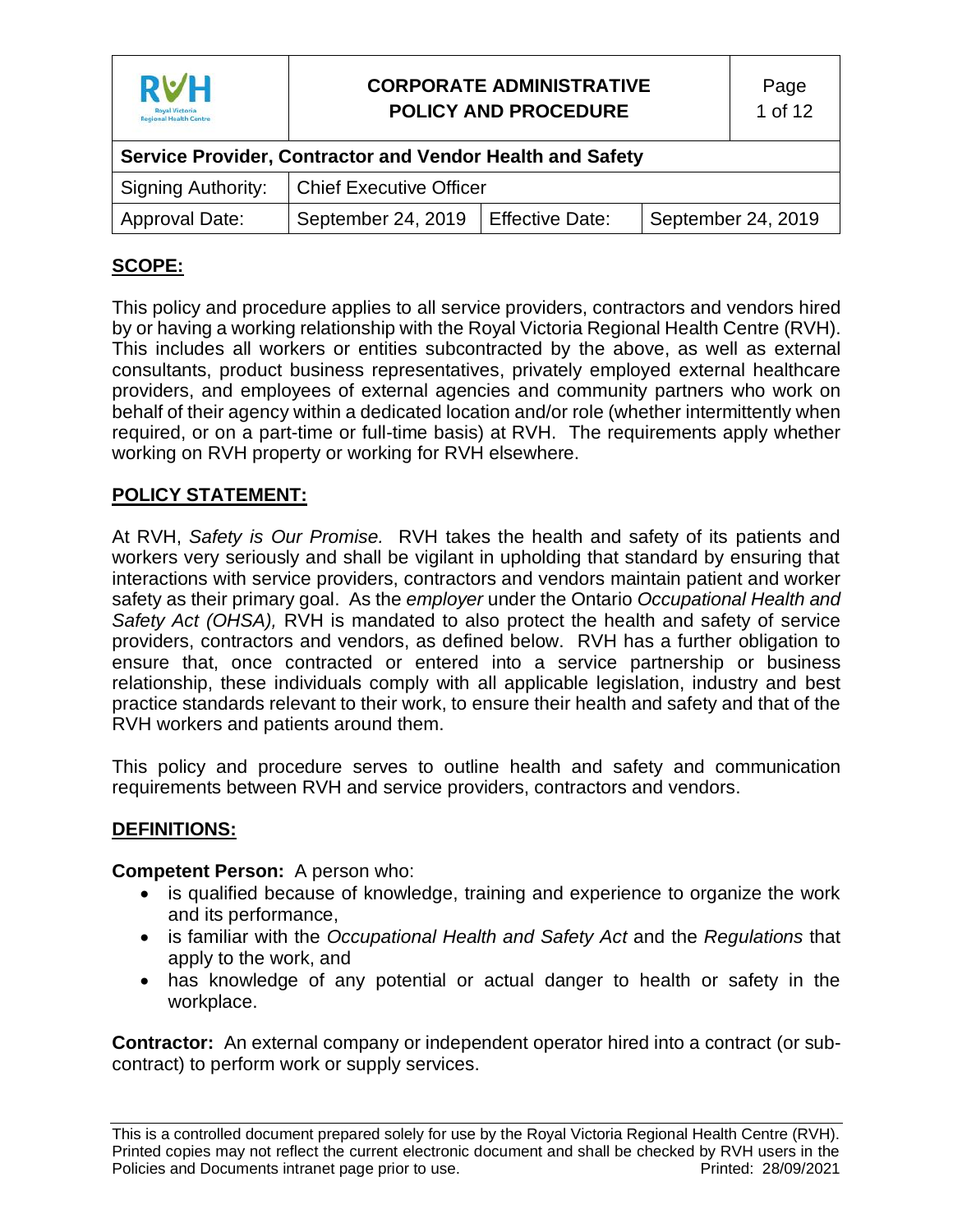| | | |
|---|---|---|
| RVH Royal Victoria Regional Health Centre | **CORPORATE ADMINISTRATIVE POLICY AND PROCEDURE** | Page 1 of 12 |

| **Service Provider, Contractor and Vendor Health and Safety** | | | |
|---|---|---|---|
| Signing Authority: | Chief Executive Officer | | |
| Approval Date: | September 24, 2019 | Effective Date: | September 24, 2019 |

## SCOPE:

This policy and procedure applies to all service providers, contractors and vendors hired by or having a working relationship with the Royal Victoria Regional Health Centre (RVH). This includes all workers or entities subcontracted by the above, as well as external consultants, product business representatives, privately employed external healthcare providers, and employees of external agencies and community partners who work on behalf of their agency within a dedicated location and/or role (whether intermittently when required, or on a part-time or full-time basis) at RVH. The requirements apply whether working on RVH property or working for RVH elsewhere.

## POLICY STATEMENT:

At RVH, *Safety is Our Promise.* RVH takes the health and safety of its patients and workers very seriously and shall be vigilant in upholding that standard by ensuring that interactions with service providers, contractors and vendors maintain patient and worker safety as their primary goal. As the *employer* under the Ontario *Occupational Health and Safety Act (OHSA),* RVH is mandated to also protect the health and safety of service providers, contractors and vendors, as defined below. RVH has a further obligation to ensure that, once contracted or entered into a service partnership or business relationship, these individuals comply with all applicable legislation, industry and best practice standards relevant to their work, to ensure their health and safety and that of the RVH workers and patients around them.

This policy and procedure serves to outline health and safety and communication requirements between RVH and service providers, contractors and vendors.

## DEFINITIONS:

**Competent Person:** A person who:

- is qualified because of knowledge, training and experience to organize the work and its performance,
- is familiar with the *Occupational Health and Safety Act* and the *Regulations* that apply to the work, and
- has knowledge of any potential or actual danger to health or safety in the workplace.

**Contractor:** An external company or independent operator hired into a contract (or sub-contract) to perform work or supply services.

This is a controlled document prepared solely for use by the Royal Victoria Regional Health Centre (RVH). Printed copies may not reflect the current electronic document and shall be checked by RVH users in the Policies and Documents intranet page prior to use. Printed: 28/09/2021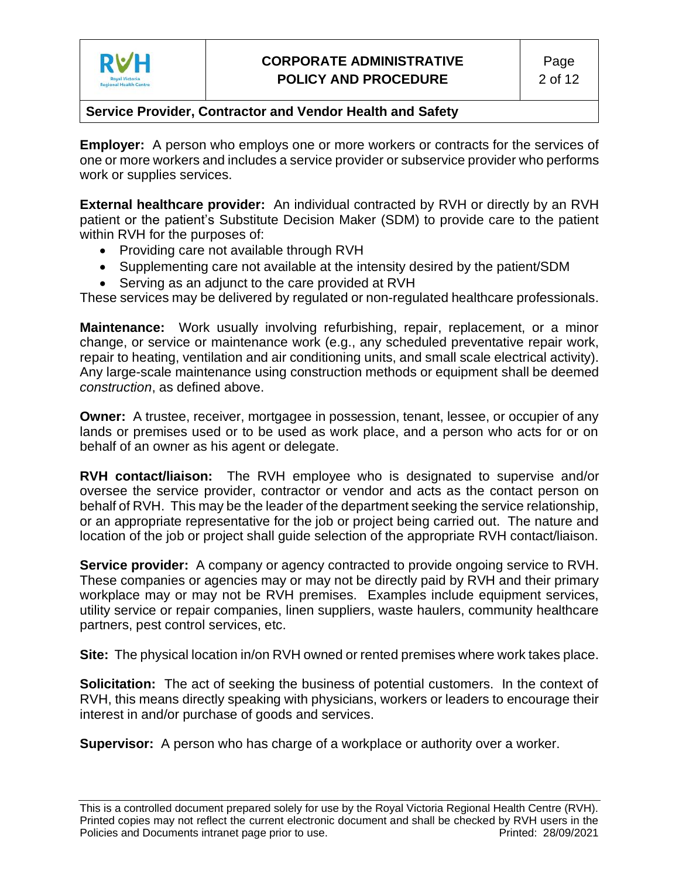**Employer:** A person who employs one or more workers or contracts for the services of one or more workers and includes a service provider or subservice provider who performs work or supplies services.

**External healthcare provider:** An individual contracted by RVH or directly by an RVH patient or the patient's Substitute Decision Maker (SDM) to provide care to the patient within RVH for the purposes of:

- Providing care not available through RVH
- Supplementing care not available at the intensity desired by the patient/SDM
- Serving as an adjunct to the care provided at RVH

These services may be delivered by regulated or non-regulated healthcare professionals.

**Maintenance:** Work usually involving refurbishing, repair, replacement, or a minor change, or service or maintenance work (e.g., any scheduled preventative repair work, repair to heating, ventilation and air conditioning units, and small scale electrical activity). Any large-scale maintenance using construction methods or equipment shall be deemed *construction*, as defined above.

**Owner:** A trustee, receiver, mortgagee in possession, tenant, lessee, or occupier of any lands or premises used or to be used as work place, and a person who acts for or on behalf of an owner as his agent or delegate.

**RVH contact/liaison:** The RVH employee who is designated to supervise and/or oversee the service provider, contractor or vendor and acts as the contact person on behalf of RVH. This may be the leader of the department seeking the service relationship, or an appropriate representative for the job or project being carried out. The nature and location of the job or project shall guide selection of the appropriate RVH contact/liaison.

**Service provider:** A company or agency contracted to provide ongoing service to RVH. These companies or agencies may or may not be directly paid by RVH and their primary workplace may or may not be RVH premises. Examples include equipment services, utility service or repair companies, linen suppliers, waste haulers, community healthcare partners, pest control services, etc.

**Site:** The physical location in/on RVH owned or rented premises where work takes place.

**Solicitation:** The act of seeking the business of potential customers. In the context of RVH, this means directly speaking with physicians, workers or leaders to encourage their interest in and/or purchase of goods and services.

**Supervisor:** A person who has charge of a workplace or authority over a worker.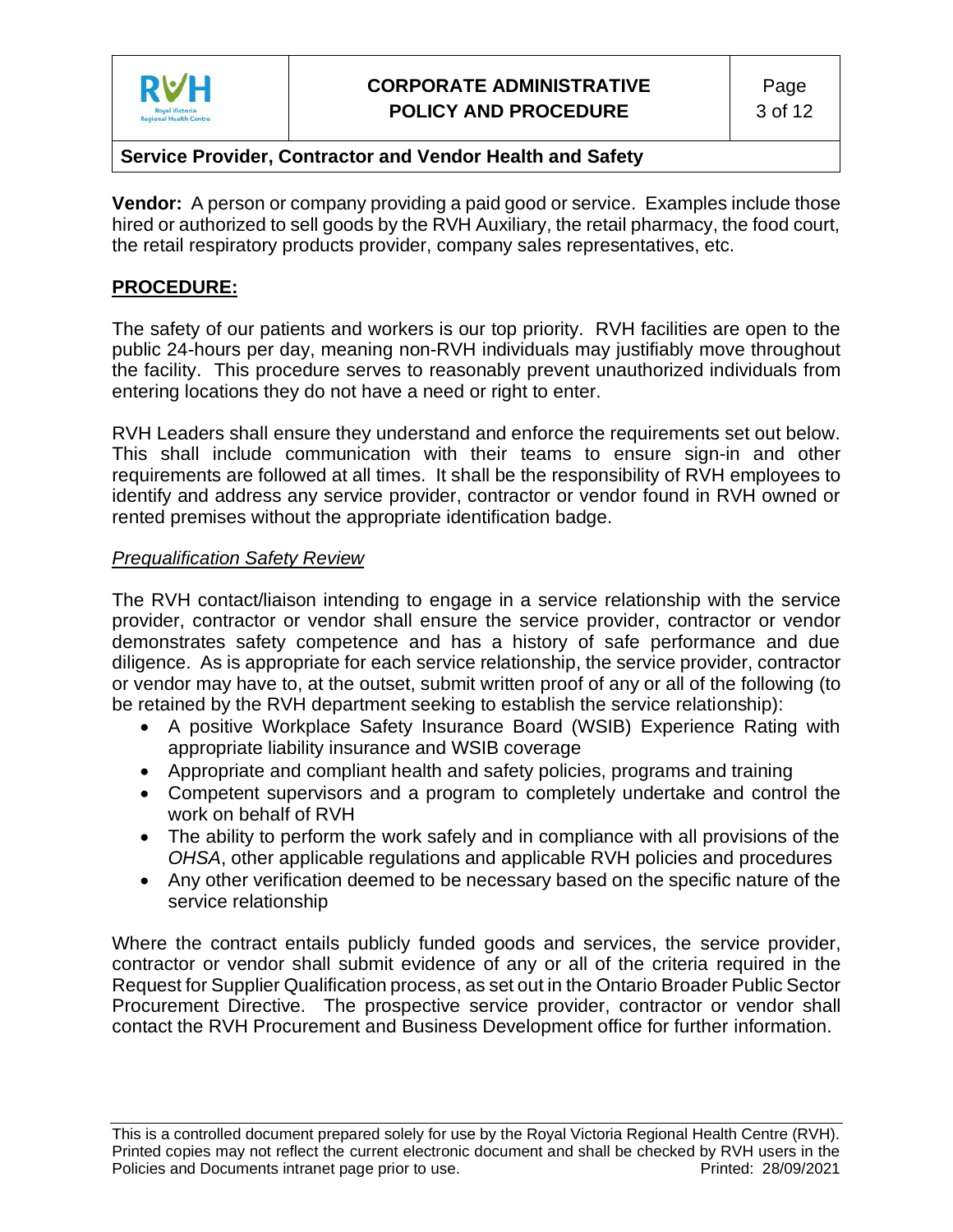**Vendor:** A person or company providing a paid good or service. Examples include those hired or authorized to sell goods by the RVH Auxiliary, the retail pharmacy, the food court, the retail respiratory products provider, company sales representatives, etc.

## PROCEDURE:

The safety of our patients and workers is our top priority. RVH facilities are open to the public 24-hours per day, meaning non-RVH individuals may justifiably move throughout the facility. This procedure serves to reasonably prevent unauthorized individuals from entering locations they do not have a need or right to enter.

RVH Leaders shall ensure they understand and enforce the requirements set out below. This shall include communication with their teams to ensure sign-in and other requirements are followed at all times. It shall be the responsibility of RVH employees to identify and address any service provider, contractor or vendor found in RVH owned or rented premises without the appropriate identification badge.

### *Prequalification Safety Review*

The RVH contact/liaison intending to engage in a service relationship with the service provider, contractor or vendor shall ensure the service provider, contractor or vendor demonstrates safety competence and has a history of safe performance and due diligence. As is appropriate for each service relationship, the service provider, contractor or vendor may have to, at the outset, submit written proof of any or all of the following (to be retained by the RVH department seeking to establish the service relationship):

- A positive Workplace Safety Insurance Board (WSIB) Experience Rating with appropriate liability insurance and WSIB coverage
- Appropriate and compliant health and safety policies, programs and training
- Competent supervisors and a program to completely undertake and control the work on behalf of RVH
- The ability to perform the work safely and in compliance with all provisions of the *OHSA*, other applicable regulations and applicable RVH policies and procedures
- Any other verification deemed to be necessary based on the specific nature of the service relationship

Where the contract entails publicly funded goods and services, the service provider, contractor or vendor shall submit evidence of any or all of the criteria required in the Request for Supplier Qualification process, as set out in the Ontario Broader Public Sector Procurement Directive. The prospective service provider, contractor or vendor shall contact the RVH Procurement and Business Development office for further information.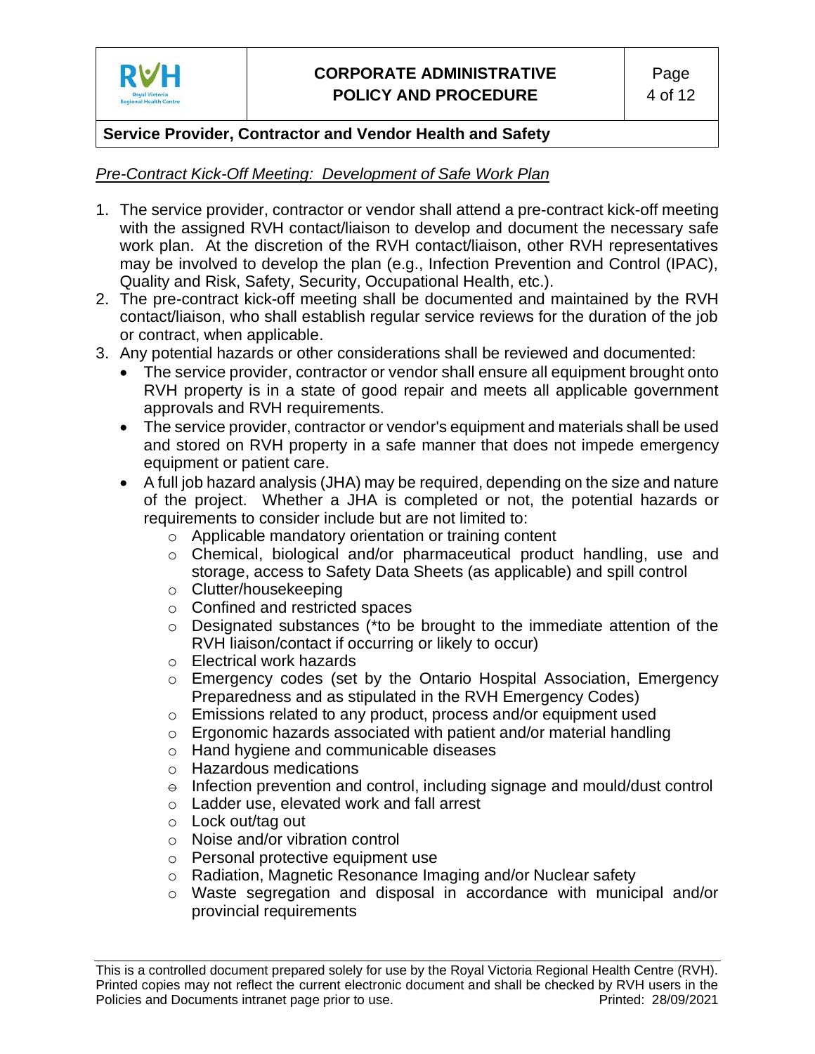*Pre-Contract Kick-Off Meeting: Development of Safe Work Plan*

1. The service provider, contractor or vendor shall attend a pre-contract kick-off meeting with the assigned RVH contact/liaison to develop and document the necessary safe work plan. At the discretion of the RVH contact/liaison, other RVH representatives may be involved to develop the plan (e.g., Infection Prevention and Control (IPAC), Quality and Risk, Safety, Security, Occupational Health, etc.).
2. The pre-contract kick-off meeting shall be documented and maintained by the RVH contact/liaison, who shall establish regular service reviews for the duration of the job or contract, when applicable.
3. Any potential hazards or other considerations shall be reviewed and documented:
   - The service provider, contractor or vendor shall ensure all equipment brought onto RVH property is in a state of good repair and meets all applicable government approvals and RVH requirements.
   - The service provider, contractor or vendor's equipment and materials shall be used and stored on RVH property in a safe manner that does not impede emergency equipment or patient care.
   - A full job hazard analysis (JHA) may be required, depending on the size and nature of the project. Whether a JHA is completed or not, the potential hazards or requirements to consider include but are not limited to:
     - Applicable mandatory orientation or training content
     - Chemical, biological and/or pharmaceutical product handling, use and storage, access to Safety Data Sheets (as applicable) and spill control
     - Clutter/housekeeping
     - Confined and restricted spaces
     - Designated substances (*to be brought to the immediate attention of the RVH liaison/contact if occurring or likely to occur)
     - Electrical work hazards
     - Emergency codes (set by the Ontario Hospital Association, Emergency Preparedness and as stipulated in the RVH Emergency Codes)
     - Emissions related to any product, process and/or equipment used
     - Ergonomic hazards associated with patient and/or material handling
     - Hand hygiene and communicable diseases
     - Hazardous medications
     - Infection prevention and control, including signage and mould/dust control
     - Ladder use, elevated work and fall arrest
     - Lock out/tag out
     - Noise and/or vibration control
     - Personal protective equipment use
     - Radiation, Magnetic Resonance Imaging and/or Nuclear safety
     - Waste segregation and disposal in accordance with municipal and/or provincial requirements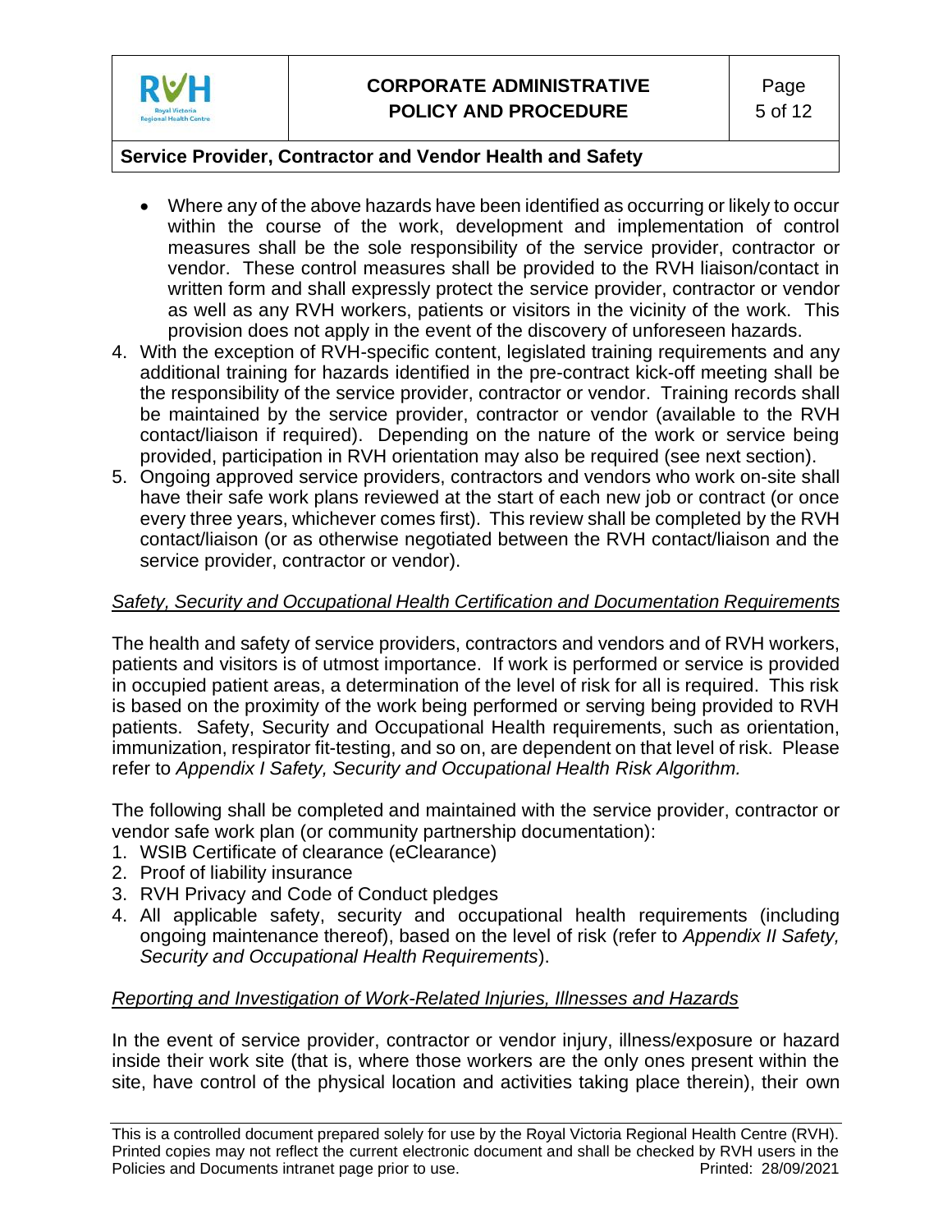- Where any of the above hazards have been identified as occurring or likely to occur within the course of the work, development and implementation of control measures shall be the sole responsibility of the service provider, contractor or vendor. These control measures shall be provided to the RVH liaison/contact in written form and shall expressly protect the service provider, contractor or vendor as well as any RVH workers, patients or visitors in the vicinity of the work. This provision does not apply in the event of the discovery of unforeseen hazards.

4. With the exception of RVH-specific content, legislated training requirements and any additional training for hazards identified in the pre-contract kick-off meeting shall be the responsibility of the service provider, contractor or vendor. Training records shall be maintained by the service provider, contractor or vendor (available to the RVH contact/liaison if required). Depending on the nature of the work or service being provided, participation in RVH orientation may also be required (see next section).
5. Ongoing approved service providers, contractors and vendors who work on-site shall have their safe work plans reviewed at the start of each new job or contract (or once every three years, whichever comes first). This review shall be completed by the RVH contact/liaison (or as otherwise negotiated between the RVH contact/liaison and the service provider, contractor or vendor).

*Safety, Security and Occupational Health Certification and Documentation Requirements*

The health and safety of service providers, contractors and vendors and of RVH workers, patients and visitors is of utmost importance. If work is performed or service is provided in occupied patient areas, a determination of the level of risk for all is required. This risk is based on the proximity of the work being performed or serving being provided to RVH patients. Safety, Security and Occupational Health requirements, such as orientation, immunization, respirator fit-testing, and so on, are dependent on that level of risk. Please refer to *Appendix I Safety, Security and Occupational Health Risk Algorithm.*

The following shall be completed and maintained with the service provider, contractor or vendor safe work plan (or community partnership documentation):

1. WSIB Certificate of clearance (eClearance)
2. Proof of liability insurance
3. RVH Privacy and Code of Conduct pledges
4. All applicable safety, security and occupational health requirements (including ongoing maintenance thereof), based on the level of risk (refer to *Appendix II Safety, Security and Occupational Health Requirements*).

*Reporting and Investigation of Work-Related Injuries, Illnesses and Hazards*

In the event of service provider, contractor or vendor injury, illness/exposure or hazard inside their work site (that is, where those workers are the only ones present within the site, have control of the physical location and activities taking place therein), their own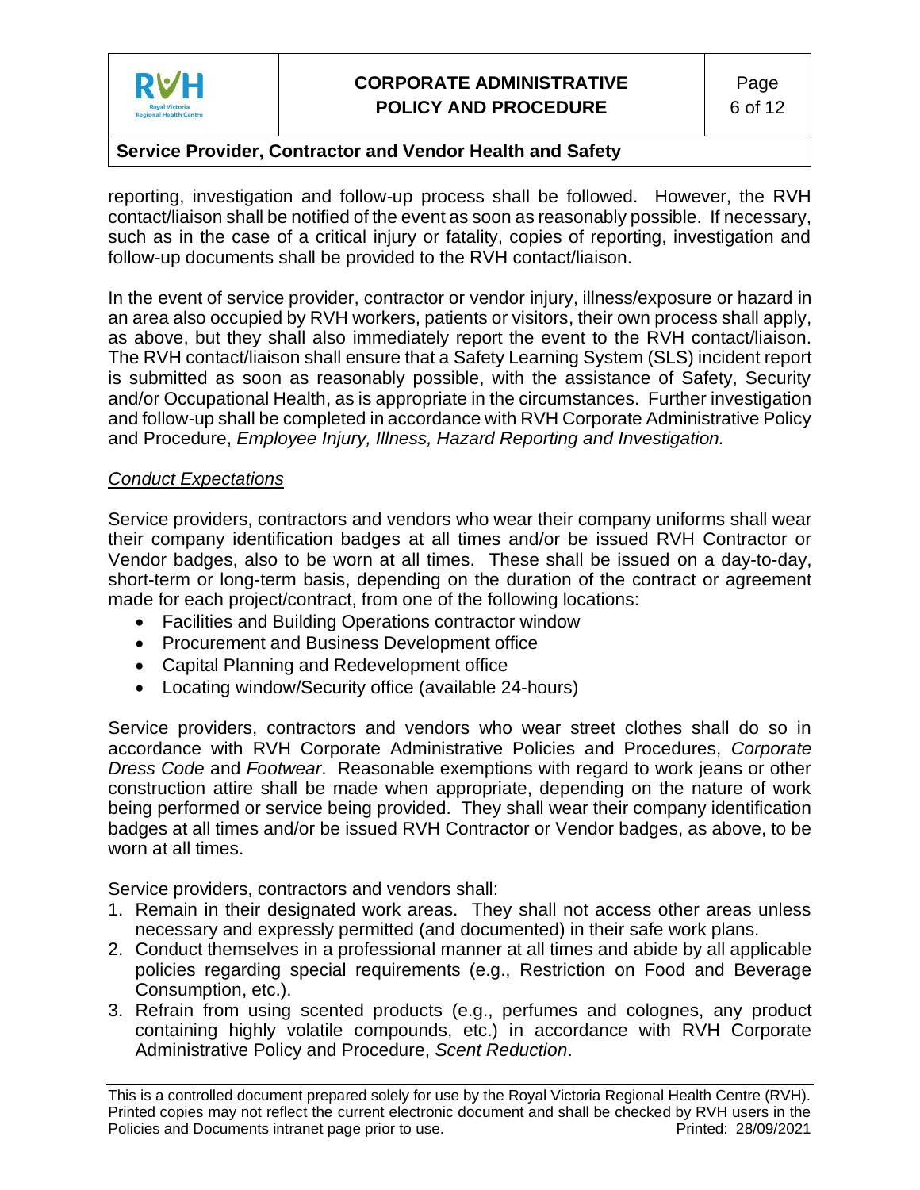reporting, investigation and follow-up process shall be followed. However, the RVH contact/liaison shall be notified of the event as soon as reasonably possible. If necessary, such as in the case of a critical injury or fatality, copies of reporting, investigation and follow-up documents shall be provided to the RVH contact/liaison.

In the event of service provider, contractor or vendor injury, illness/exposure or hazard in an area also occupied by RVH workers, patients or visitors, their own process shall apply, as above, but they shall also immediately report the event to the RVH contact/liaison. The RVH contact/liaison shall ensure that a Safety Learning System (SLS) incident report is submitted as soon as reasonably possible, with the assistance of Safety, Security and/or Occupational Health, as is appropriate in the circumstances. Further investigation and follow-up shall be completed in accordance with RVH Corporate Administrative Policy and Procedure, *Employee Injury, Illness, Hazard Reporting and Investigation.*

*Conduct Expectations*

Service providers, contractors and vendors who wear their company uniforms shall wear their company identification badges at all times and/or be issued RVH Contractor or Vendor badges, also to be worn at all times. These shall be issued on a day-to-day, short-term or long-term basis, depending on the duration of the contract or agreement made for each project/contract, from one of the following locations:

- Facilities and Building Operations contractor window
- Procurement and Business Development office
- Capital Planning and Redevelopment office
- Locating window/Security office (available 24-hours)

Service providers, contractors and vendors who wear street clothes shall do so in accordance with RVH Corporate Administrative Policies and Procedures, *Corporate Dress Code* and *Footwear*. Reasonable exemptions with regard to work jeans or other construction attire shall be made when appropriate, depending on the nature of work being performed or service being provided. They shall wear their company identification badges at all times and/or be issued RVH Contractor or Vendor badges, as above, to be worn at all times.

Service providers, contractors and vendors shall:

1. Remain in their designated work areas. They shall not access other areas unless necessary and expressly permitted (and documented) in their safe work plans.
2. Conduct themselves in a professional manner at all times and abide by all applicable policies regarding special requirements (e.g., Restriction on Food and Beverage Consumption, etc.).
3. Refrain from using scented products (e.g., perfumes and colognes, any product containing highly volatile compounds, etc.) in accordance with RVH Corporate Administrative Policy and Procedure, *Scent Reduction*.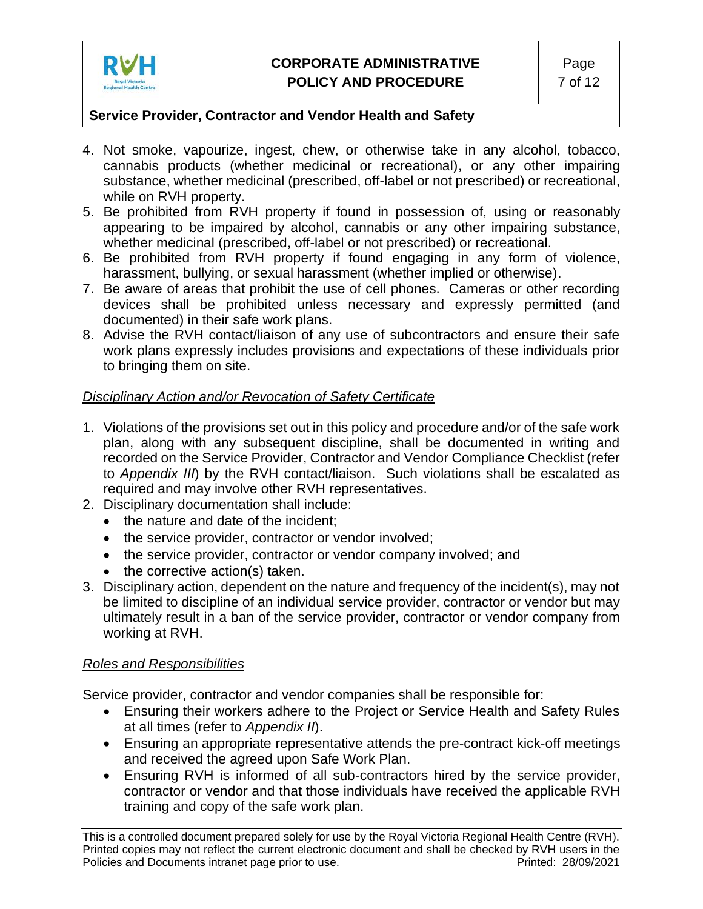4. Not smoke, vapourize, ingest, chew, or otherwise take in any alcohol, tobacco, cannabis products (whether medicinal or recreational), or any other impairing substance, whether medicinal (prescribed, off-label or not prescribed) or recreational, while on RVH property.
5. Be prohibited from RVH property if found in possession of, using or reasonably appearing to be impaired by alcohol, cannabis or any other impairing substance, whether medicinal (prescribed, off-label or not prescribed) or recreational.
6. Be prohibited from RVH property if found engaging in any form of violence, harassment, bullying, or sexual harassment (whether implied or otherwise).
7. Be aware of areas that prohibit the use of cell phones. Cameras or other recording devices shall be prohibited unless necessary and expressly permitted (and documented) in their safe work plans.
8. Advise the RVH contact/liaison of any use of subcontractors and ensure their safe work plans expressly includes provisions and expectations of these individuals prior to bringing them on site.

*Disciplinary Action and/or Revocation of Safety Certificate*

1. Violations of the provisions set out in this policy and procedure and/or of the safe work plan, along with any subsequent discipline, shall be documented in writing and recorded on the Service Provider, Contractor and Vendor Compliance Checklist (refer to *Appendix III*) by the RVH contact/liaison. Such violations shall be escalated as required and may involve other RVH representatives.
2. Disciplinary documentation shall include:
   - the nature and date of the incident;
   - the service provider, contractor or vendor involved;
   - the service provider, contractor or vendor company involved; and
   - the corrective action(s) taken.
3. Disciplinary action, dependent on the nature and frequency of the incident(s), may not be limited to discipline of an individual service provider, contractor or vendor but may ultimately result in a ban of the service provider, contractor or vendor company from working at RVH.

*Roles and Responsibilities*

Service provider, contractor and vendor companies shall be responsible for:

- Ensuring their workers adhere to the Project or Service Health and Safety Rules at all times (refer to *Appendix II*).
- Ensuring an appropriate representative attends the pre-contract kick-off meetings and received the agreed upon Safe Work Plan.
- Ensuring RVH is informed of all sub-contractors hired by the service provider, contractor or vendor and that those individuals have received the applicable RVH training and copy of the safe work plan.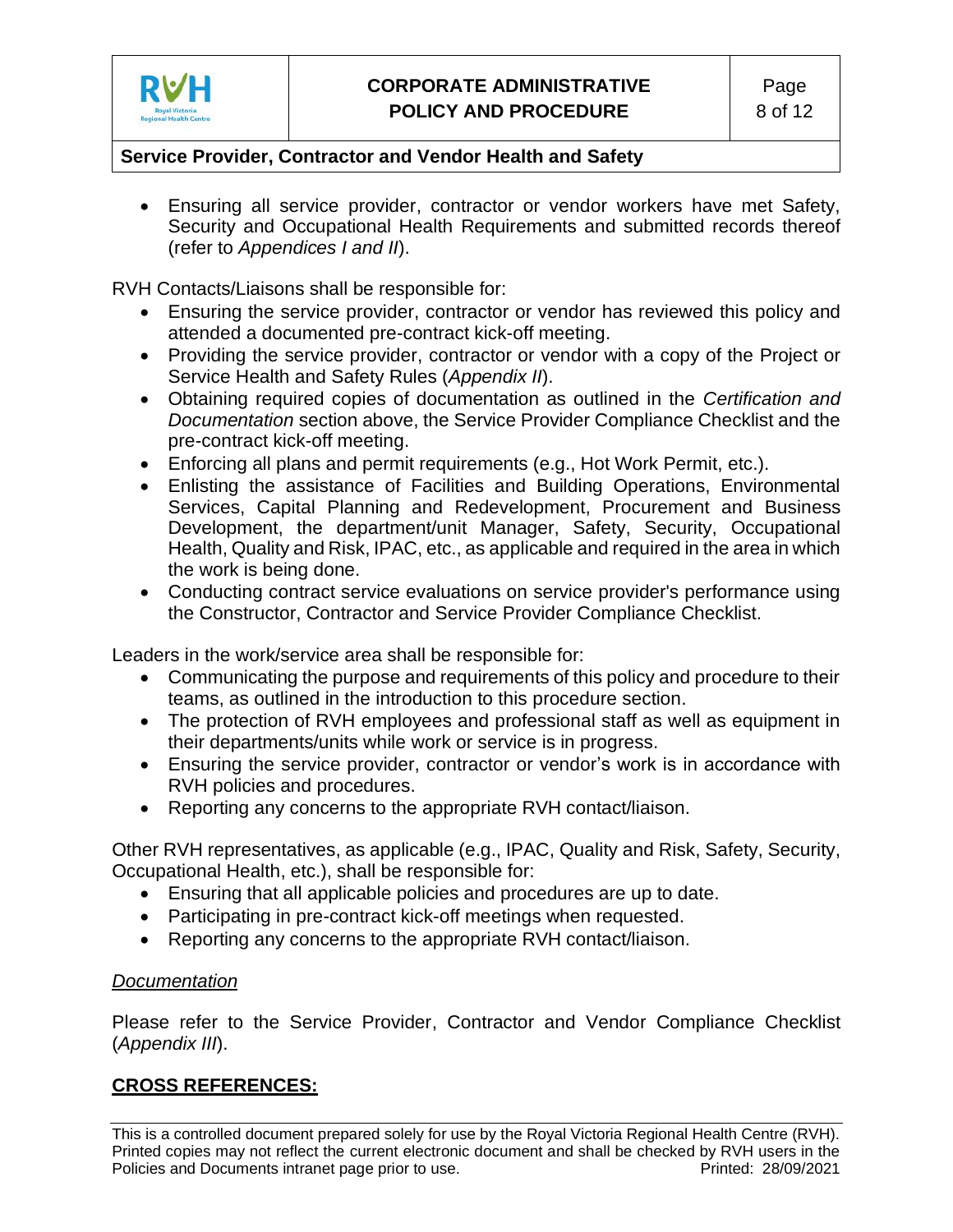- Ensuring all service provider, contractor or vendor workers have met Safety, Security and Occupational Health Requirements and submitted records thereof (refer to *Appendices I and II*).

RVH Contacts/Liaisons shall be responsible for:

- Ensuring the service provider, contractor or vendor has reviewed this policy and attended a documented pre-contract kick-off meeting.
- Providing the service provider, contractor or vendor with a copy of the Project or Service Health and Safety Rules (*Appendix II*).
- Obtaining required copies of documentation as outlined in the *Certification and Documentation* section above, the Service Provider Compliance Checklist and the pre-contract kick-off meeting.
- Enforcing all plans and permit requirements (e.g., Hot Work Permit, etc.).
- Enlisting the assistance of Facilities and Building Operations, Environmental Services, Capital Planning and Redevelopment, Procurement and Business Development, the department/unit Manager, Safety, Security, Occupational Health, Quality and Risk, IPAC, etc., as applicable and required in the area in which the work is being done.
- Conducting contract service evaluations on service provider's performance using the Constructor, Contractor and Service Provider Compliance Checklist.

Leaders in the work/service area shall be responsible for:

- Communicating the purpose and requirements of this policy and procedure to their teams, as outlined in the introduction to this procedure section.
- The protection of RVH employees and professional staff as well as equipment in their departments/units while work or service is in progress.
- Ensuring the service provider, contractor or vendor's work is in accordance with RVH policies and procedures.
- Reporting any concerns to the appropriate RVH contact/liaison.

Other RVH representatives, as applicable (e.g., IPAC, Quality and Risk, Safety, Security, Occupational Health, etc.), shall be responsible for:

- Ensuring that all applicable policies and procedures are up to date.
- Participating in pre-contract kick-off meetings when requested.
- Reporting any concerns to the appropriate RVH contact/liaison.

*Documentation*

Please refer to the Service Provider, Contractor and Vendor Compliance Checklist (*Appendix III*).

## CROSS REFERENCES: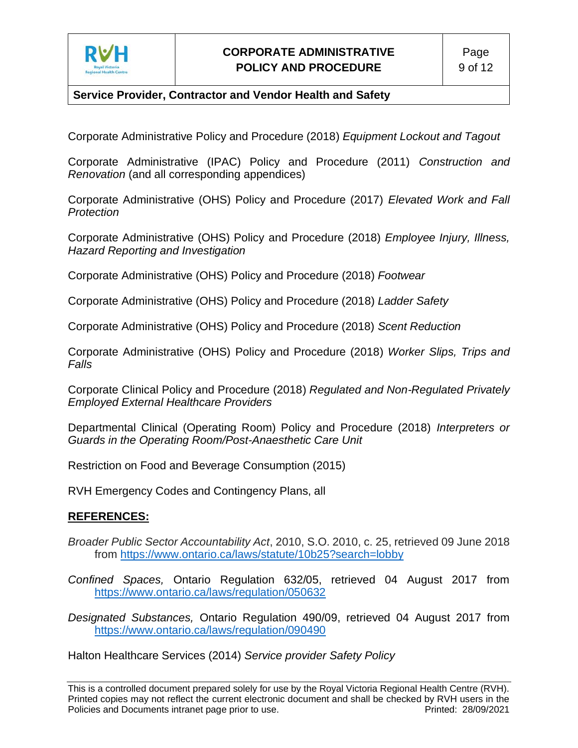Corporate Administrative Policy and Procedure (2018) *Equipment Lockout and Tagout*

Corporate Administrative (IPAC) Policy and Procedure (2011) *Construction and Renovation* (and all corresponding appendices)

Corporate Administrative (OHS) Policy and Procedure (2017) *Elevated Work and Fall Protection*

Corporate Administrative (OHS) Policy and Procedure (2018) *Employee Injury, Illness, Hazard Reporting and Investigation*

Corporate Administrative (OHS) Policy and Procedure (2018) *Footwear*

Corporate Administrative (OHS) Policy and Procedure (2018) *Ladder Safety*

Corporate Administrative (OHS) Policy and Procedure (2018) *Scent Reduction*

Corporate Administrative (OHS) Policy and Procedure (2018) *Worker Slips, Trips and Falls*

Corporate Clinical Policy and Procedure (2018) *Regulated and Non-Regulated Privately Employed External Healthcare Providers*

Departmental Clinical (Operating Room) Policy and Procedure (2018) *Interpreters or Guards in the Operating Room/Post-Anaesthetic Care Unit*

Restriction on Food and Beverage Consumption (2015)

RVH Emergency Codes and Contingency Plans, all

## **REFERENCES:**

*Broader Public Sector Accountability Act*, 2010, S.O. 2010, c. 25, retrieved 09 June 2018 from https://www.ontario.ca/laws/statute/10b25?search=lobby

*Confined Spaces,* Ontario Regulation 632/05, retrieved 04 August 2017 from https://www.ontario.ca/laws/regulation/050632

*Designated Substances,* Ontario Regulation 490/09, retrieved 04 August 2017 from https://www.ontario.ca/laws/regulation/090490

Halton Healthcare Services (2014) *Service provider Safety Policy*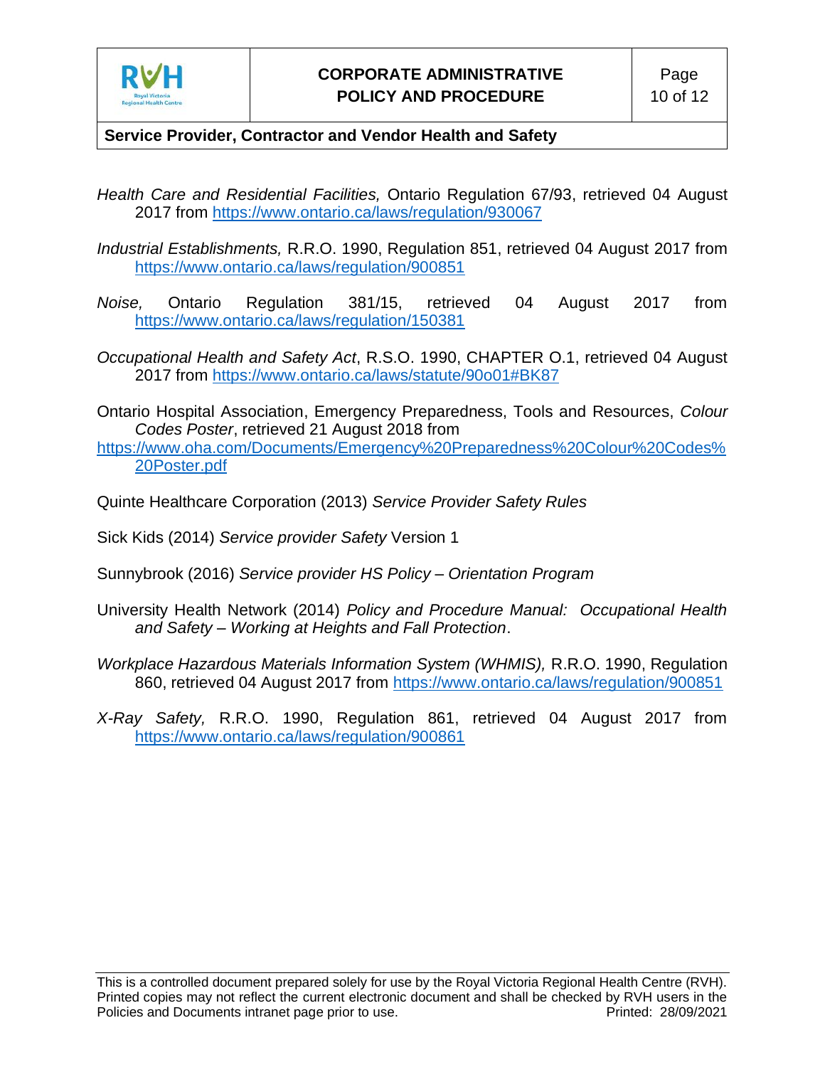*Health Care and Residential Facilities,* Ontario Regulation 67/93, retrieved 04 August 2017 from https://www.ontario.ca/laws/regulation/930067

*Industrial Establishments,* R.R.O. 1990, Regulation 851, retrieved 04 August 2017 from https://www.ontario.ca/laws/regulation/900851

*Noise,* Ontario Regulation 381/15, retrieved 04 August 2017 from https://www.ontario.ca/laws/regulation/150381

*Occupational Health and Safety Act*, R.S.O. 1990, CHAPTER O.1, retrieved 04 August 2017 from https://www.ontario.ca/laws/statute/90o01#BK87

Ontario Hospital Association, Emergency Preparedness, Tools and Resources, *Colour Codes Poster*, retrieved 21 August 2018 from https://www.oha.com/Documents/Emergency%20Preparedness%20Colour%20Codes%20Poster.pdf

Quinte Healthcare Corporation (2013) *Service Provider Safety Rules*

Sick Kids (2014) *Service provider Safety* Version 1

Sunnybrook (2016) *Service provider HS Policy – Orientation Program*

University Health Network (2014) *Policy and Procedure Manual: Occupational Health and Safety – Working at Heights and Fall Protection*.

*Workplace Hazardous Materials Information System (WHMIS),* R.R.O. 1990, Regulation 860, retrieved 04 August 2017 from https://www.ontario.ca/laws/regulation/900851

*X-Ray Safety,* R.R.O. 1990, Regulation 861, retrieved 04 August 2017 from https://www.ontario.ca/laws/regulation/900861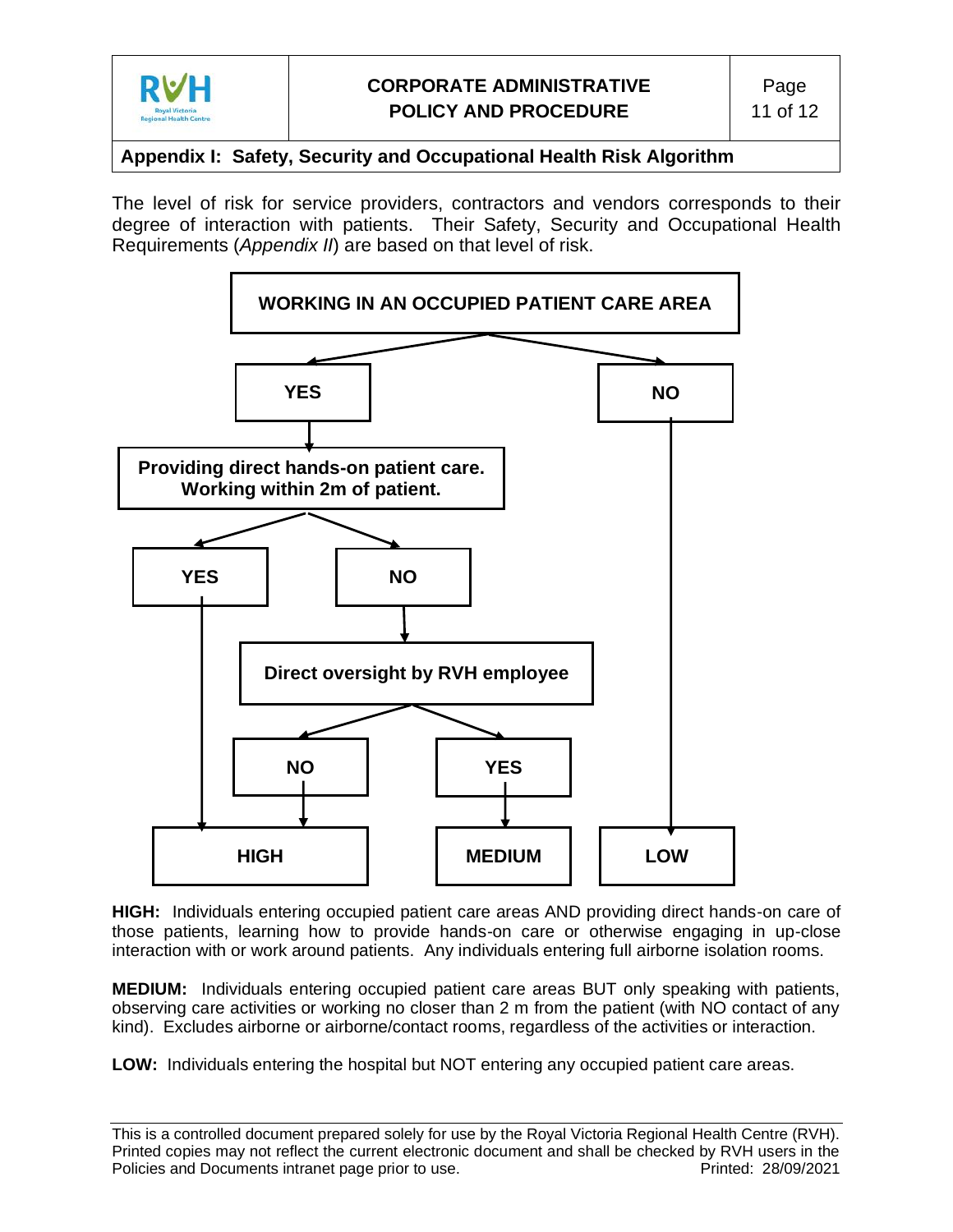## Appendix I: Safety, Security and Occupational Health Risk Algorithm

The level of risk for service providers, contractors and vendors corresponds to their degree of interaction with patients. Their Safety, Security and Occupational Health Requirements (*Appendix II*) are based on that level of risk.

WORKING IN AN OCCUPIED PATIENT CARE AREA

YES

NO

Providing direct hands-on patient care. Working within 2m of patient.

YES

NO

Direct oversight by RVH employee

NO

YES

HIGH

MEDIUM

LOW

**HIGH:** Individuals entering occupied patient care areas AND providing direct hands-on care of those patients, learning how to provide hands-on care or otherwise engaging in up-close interaction with or work around patients. Any individuals entering full airborne isolation rooms.

**MEDIUM:** Individuals entering occupied patient care areas BUT only speaking with patients, observing care activities or working no closer than 2 m from the patient (with NO contact of any kind). Excludes airborne or airborne/contact rooms, regardless of the activities or interaction.

**LOW:** Individuals entering the hospital but NOT entering any occupied patient care areas.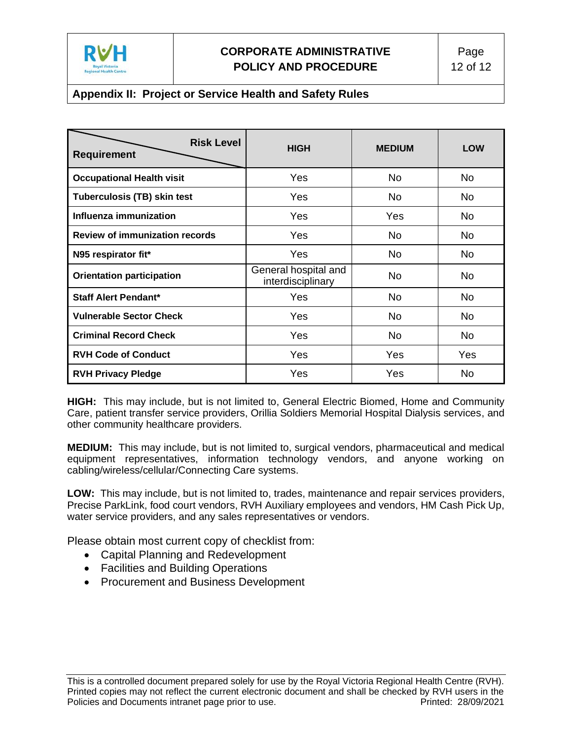## Appendix II: Project or Service Health and Safety Rules

| Requirement / Risk Level | HIGH | MEDIUM | LOW |
|---|---|---|---|
| **Occupational Health visit** | Yes | No | No |
| **Tuberculosis (TB) skin test** | Yes | No | No |
| **Influenza immunization** | Yes | Yes | No |
| **Review of immunization records** | Yes | No | No |
| **N95 respirator fit*** | Yes | No | No |
| **Orientation participation** | General hospital and interdisciplinary | No | No |
| **Staff Alert Pendant*** | Yes | No | No |
| **Vulnerable Sector Check** | Yes | No | No |
| **Criminal Record Check** | Yes | No | No |
| **RVH Code of Conduct** | Yes | Yes | Yes |
| **RVH Privacy Pledge** | Yes | Yes | No |

**HIGH:** This may include, but is not limited to, General Electric Biomed, Home and Community Care, patient transfer service providers, Orillia Soldiers Memorial Hospital Dialysis services, and other community healthcare providers.

**MEDIUM:** This may include, but is not limited to, surgical vendors, pharmaceutical and medical equipment representatives, information technology vendors, and anyone working on cabling/wireless/cellular/Connecting Care systems.

**LOW:** This may include, but is not limited to, trades, maintenance and repair services providers, Precise ParkLink, food court vendors, RVH Auxiliary employees and vendors, HM Cash Pick Up, water service providers, and any sales representatives or vendors.

Please obtain most current copy of checklist from:

- Capital Planning and Redevelopment
- Facilities and Building Operations
- Procurement and Business Development